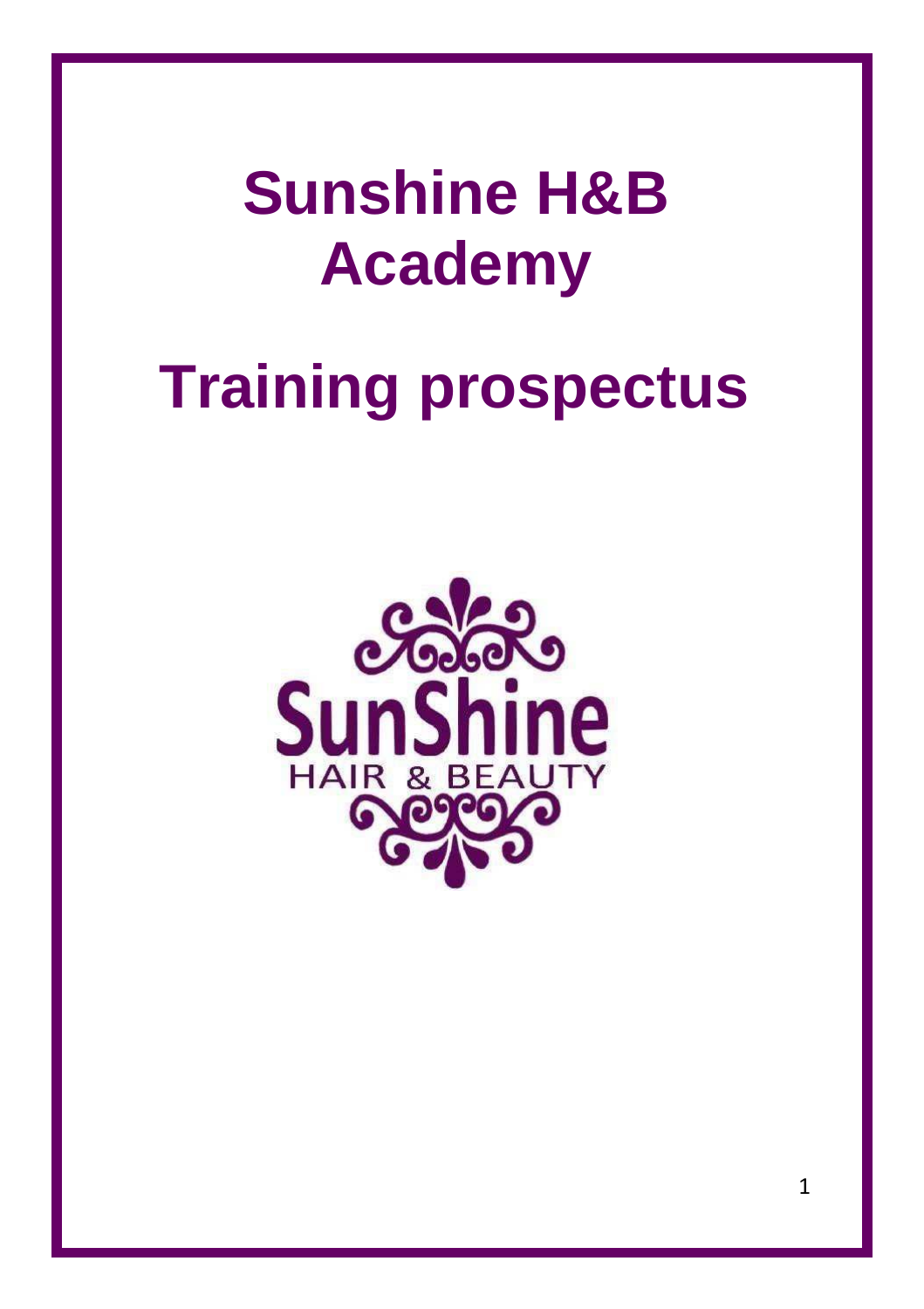# Sunshine H&B Academy

# Training prospectus

SunShine

HAIR & BEAUTY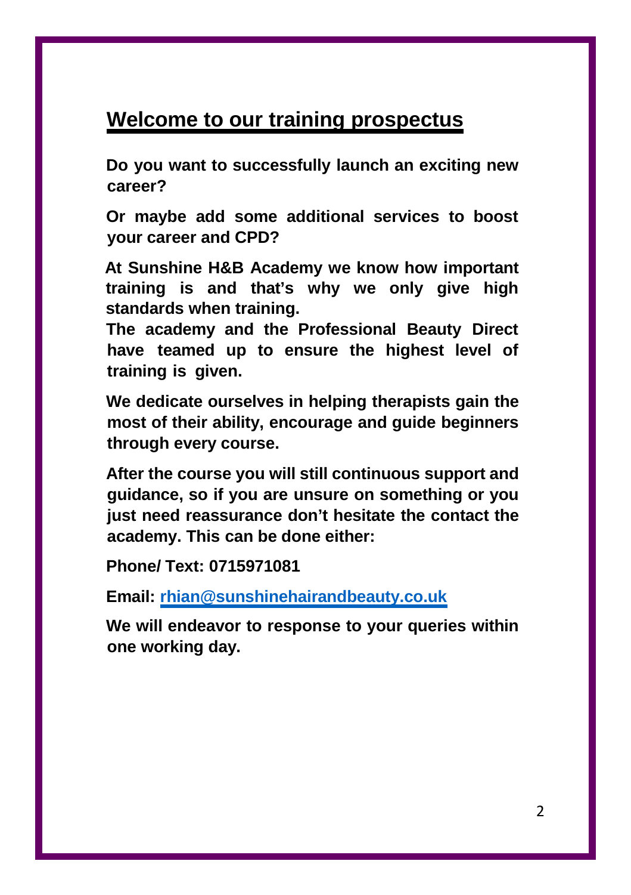# Welcome to our training prospectus

**Do you want to successfully launch an exciting new career?**

**Or maybe add some additional services to boost your career and CPD?**

**At Sunshine H&B Academy we know how important training is and that's why we only give high standards when training.**
**The academy and the Professional Beauty Direct have teamed up to ensure the highest level of training is given.**

**We dedicate ourselves in helping therapists gain the most of their ability, encourage and guide beginners through every course.**

**After the course you will still continuous support and guidance, so if you are unsure on something or you just need reassurance don't hesitate the contact the academy. This can be done either:**

**Phone/ Text: 0715971081**

**Email: [rhian@sunshinehairandbeauty.co.uk](mailto:rhian@sunshinehairandbeauty.co.uk)**

**We will endeavor to response to your queries within one working day.**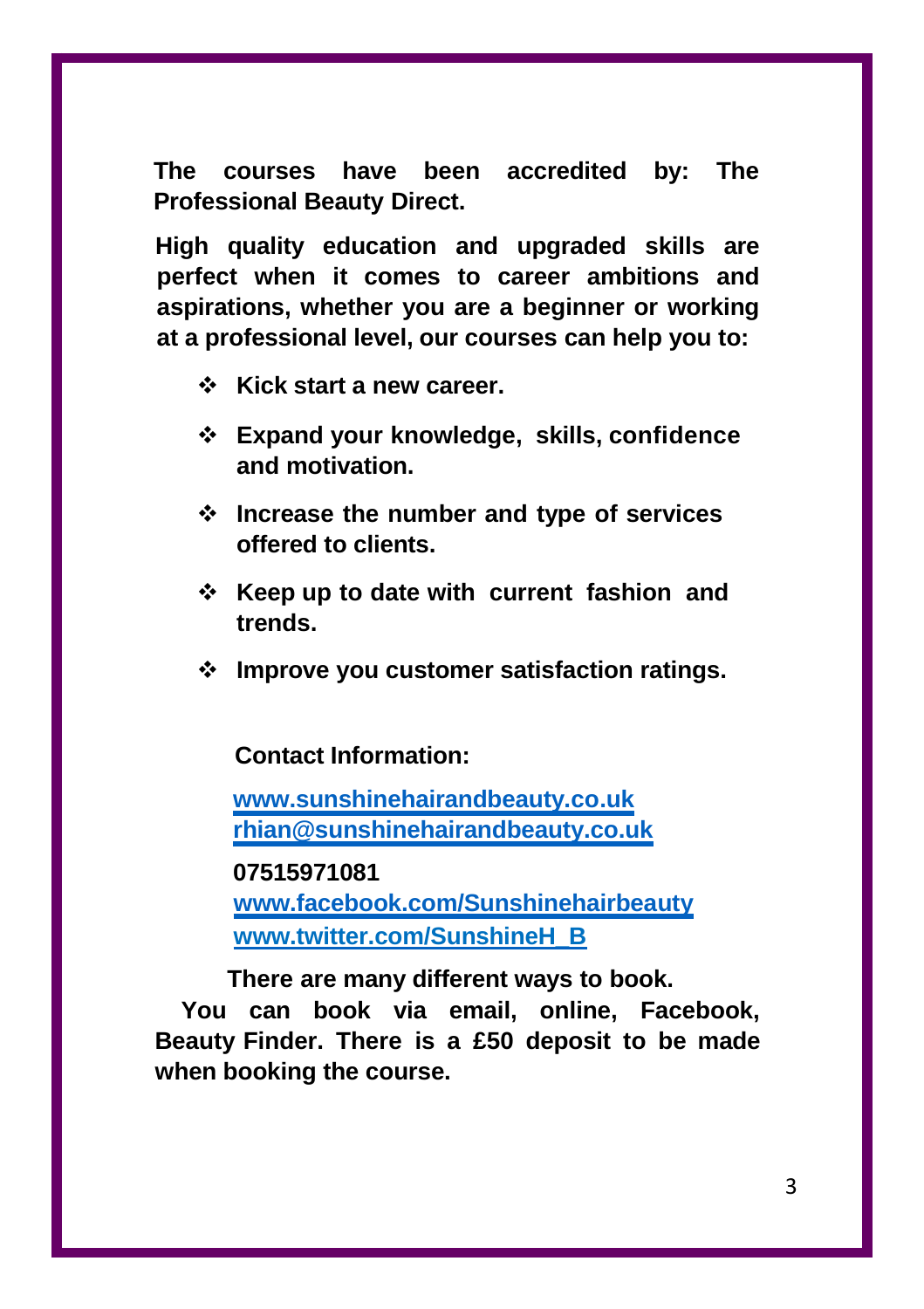**The courses have been accredited by: The Professional Beauty Direct.**

**High quality education and upgraded skills are perfect when it comes to career ambitions and aspirations, whether you are a beginner or working at a professional level, our courses can help you to:**

- **Kick start a new career.**
- **Expand your knowledge, skills, confidence and motivation.**
- **Increase the number and type of services offered to clients.**
- **Keep up to date with current fashion and trends.**
- **Improve you customer satisfaction ratings.**

**Contact Information:**

**www.sunshinehairandbeauty.co.uk**
**rhian@sunshinehairandbeauty.co.uk**

**07515971081**
**www.facebook.com/Sunshinehairbeauty**
**www.twitter.com/SunshineH_B**

**There are many different ways to book.**
**You can book via email, online, Facebook, Beauty Finder. There is a £50 deposit to be made when booking the course.**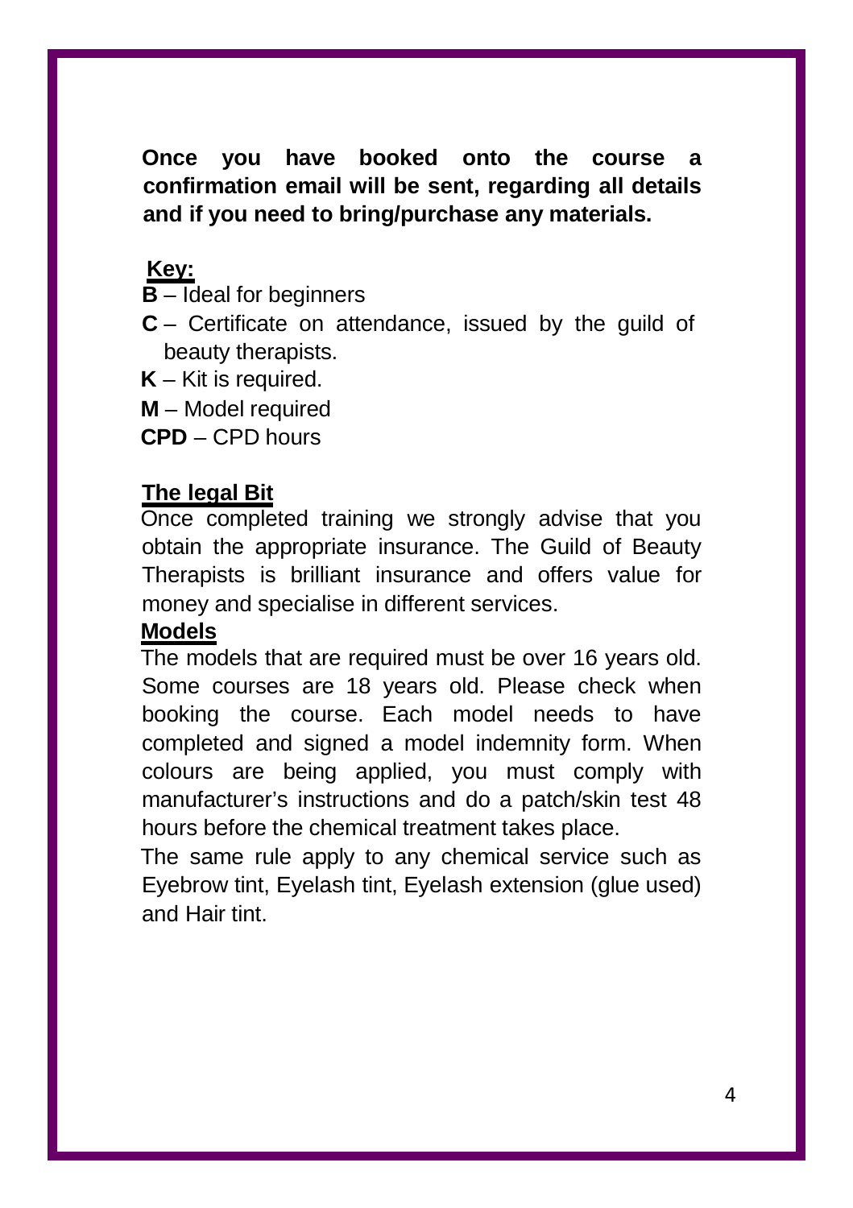**Once you have booked onto the course a confirmation email will be sent, regarding all details and if you need to bring/purchase any materials.**

## Key:

**B** – Ideal for beginners

**C** – Certificate on attendance, issued by the guild of beauty therapists.

**K** – Kit is required.

**M** – Model required

**CPD** – CPD hours

## The legal Bit

Once completed training we strongly advise that you obtain the appropriate insurance. The Guild of Beauty Therapists is brilliant insurance and offers value for money and specialise in different services.

## Models

The models that are required must be over 16 years old. Some courses are 18 years old. Please check when booking the course. Each model needs to have completed and signed a model indemnity form. When colours are being applied, you must comply with manufacturer's instructions and do a patch/skin test 48 hours before the chemical treatment takes place.

The same rule apply to any chemical service such as Eyebrow tint, Eyelash tint, Eyelash extension (glue used) and Hair tint.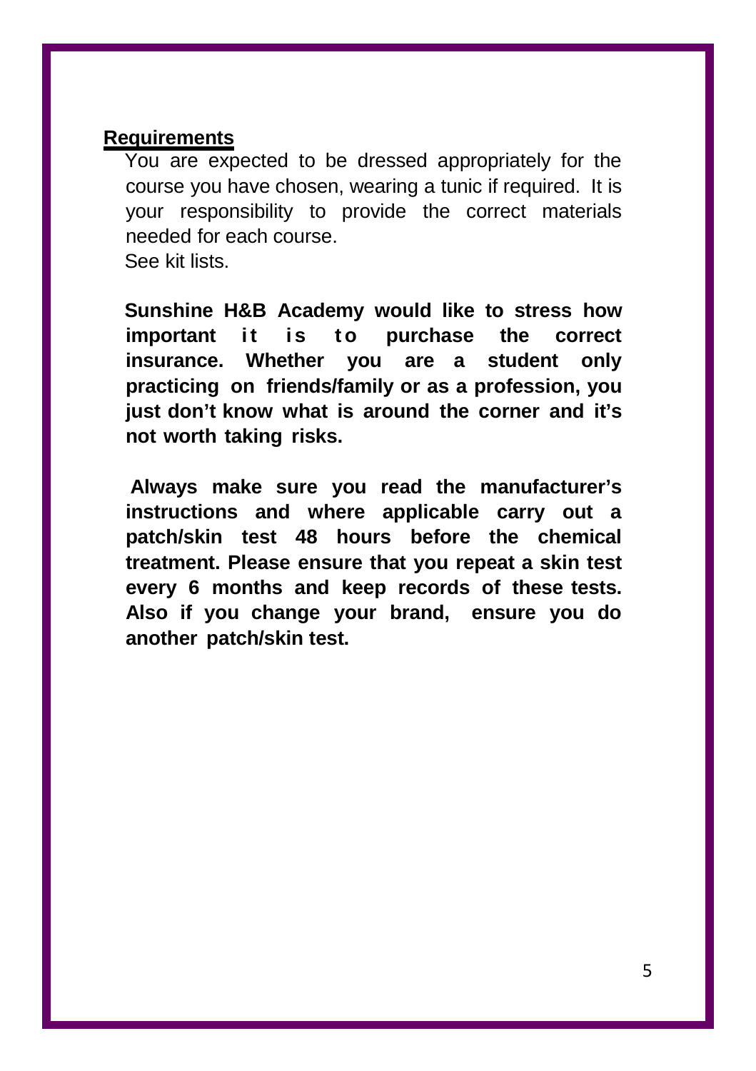## Requirements

You are expected to be dressed appropriately for the course you have chosen, wearing a tunic if required. It is your responsibility to provide the correct materials needed for each course.
See kit lists.

**Sunshine H&B Academy would like to stress how important it is to purchase the correct insurance. Whether you are a student only practicing on friends/family or as a profession, you just don't know what is around the corner and it's not worth taking risks.**

**Always make sure you read the manufacturer's instructions and where applicable carry out a patch/skin test 48 hours before the chemical treatment. Please ensure that you repeat a skin test every 6 months and keep records of these tests. Also if you change your brand, ensure you do another patch/skin test.**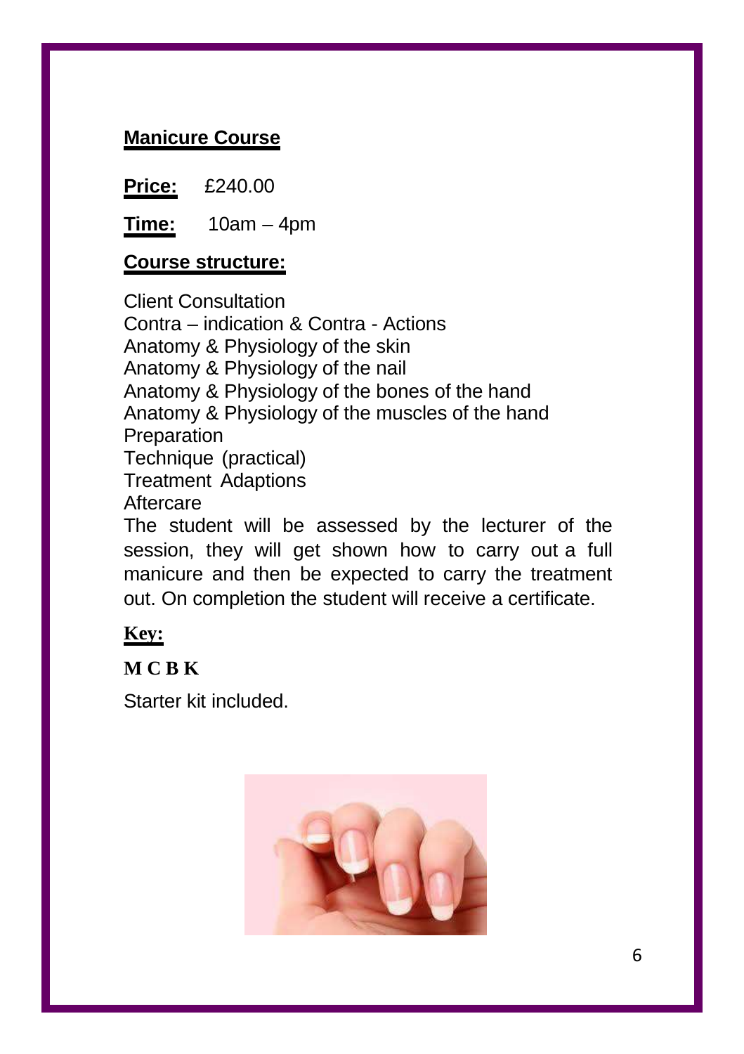## Manicure Course

**Price:** £240.00

**Time:** 10am – 4pm

**Course structure:**

Client Consultation
Contra – indication & Contra - Actions
Anatomy & Physiology of the skin
Anatomy & Physiology of the nail
Anatomy & Physiology of the bones of the hand
Anatomy & Physiology of the muscles of the hand
Preparation
Technique (practical)
Treatment Adaptions
Aftercare

The student will be assessed by the lecturer of the session, they will get shown how to carry out a full manicure and then be expected to carry the treatment out. On completion the student will receive a certificate.

**Key:**

**M C B K**

Starter kit included.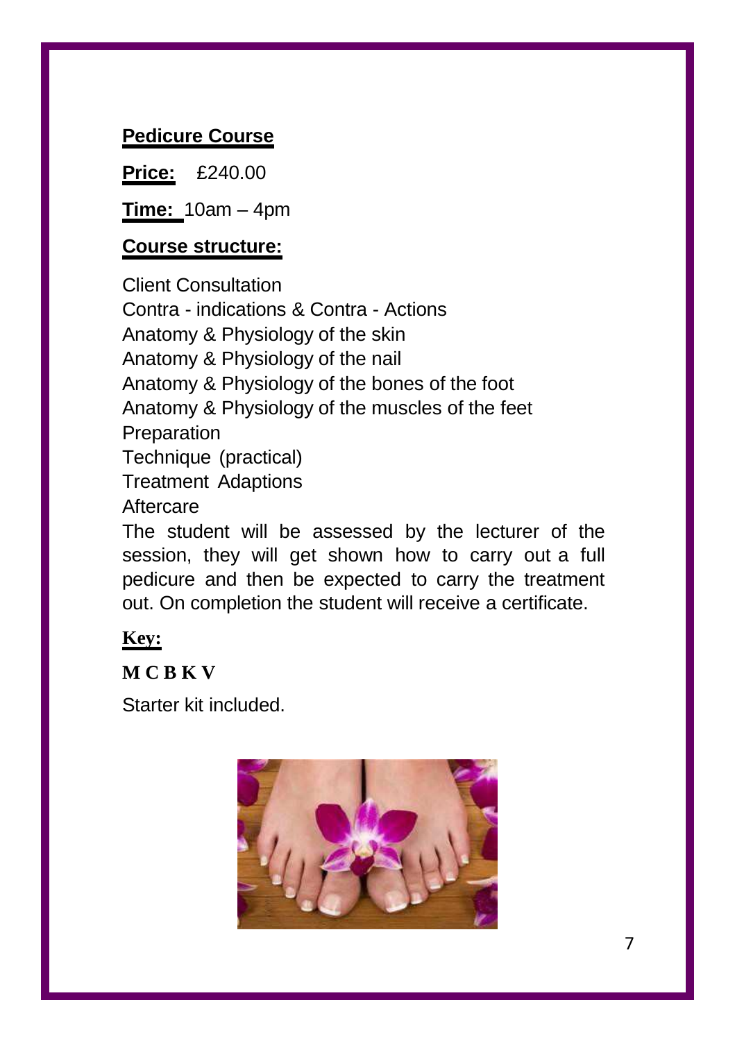## Pedicure Course

**Price:** £240.00

**Time:** 10am – 4pm

**Course structure:**

Client Consultation
Contra - indications & Contra - Actions
Anatomy & Physiology of the skin
Anatomy & Physiology of the nail
Anatomy & Physiology of the bones of the foot
Anatomy & Physiology of the muscles of the feet
Preparation
Technique (practical)
Treatment Adaptions
Aftercare

The student will be assessed by the lecturer of the session, they will get shown how to carry out a full pedicure and then be expected to carry the treatment out. On completion the student will receive a certificate.

**Key:**

**M C B K V**

Starter kit included.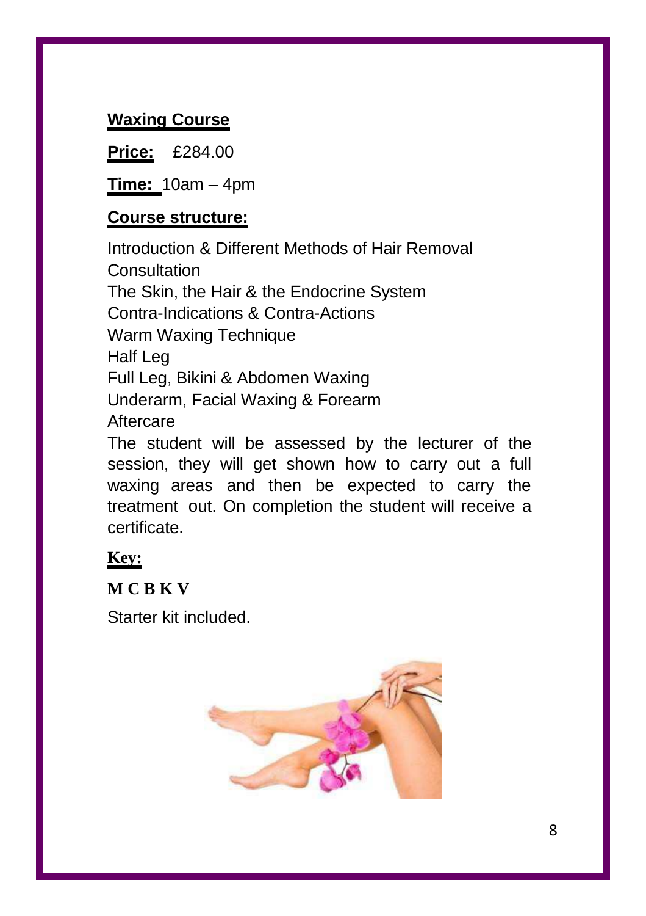## Waxing Course

**Price:** £284.00

**Time:** 10am – 4pm

**Course structure:**

Introduction & Different Methods of Hair Removal
Consultation
The Skin, the Hair & the Endocrine System
Contra-Indications & Contra-Actions
Warm Waxing Technique
Half Leg
Full Leg, Bikini & Abdomen Waxing
Underarm, Facial Waxing & Forearm
Aftercare

The student will be assessed by the lecturer of the session, they will get shown how to carry out a full waxing areas and then be expected to carry the treatment out. On completion the student will receive a certificate.

**Key:**

**M C B K V**

Starter kit included.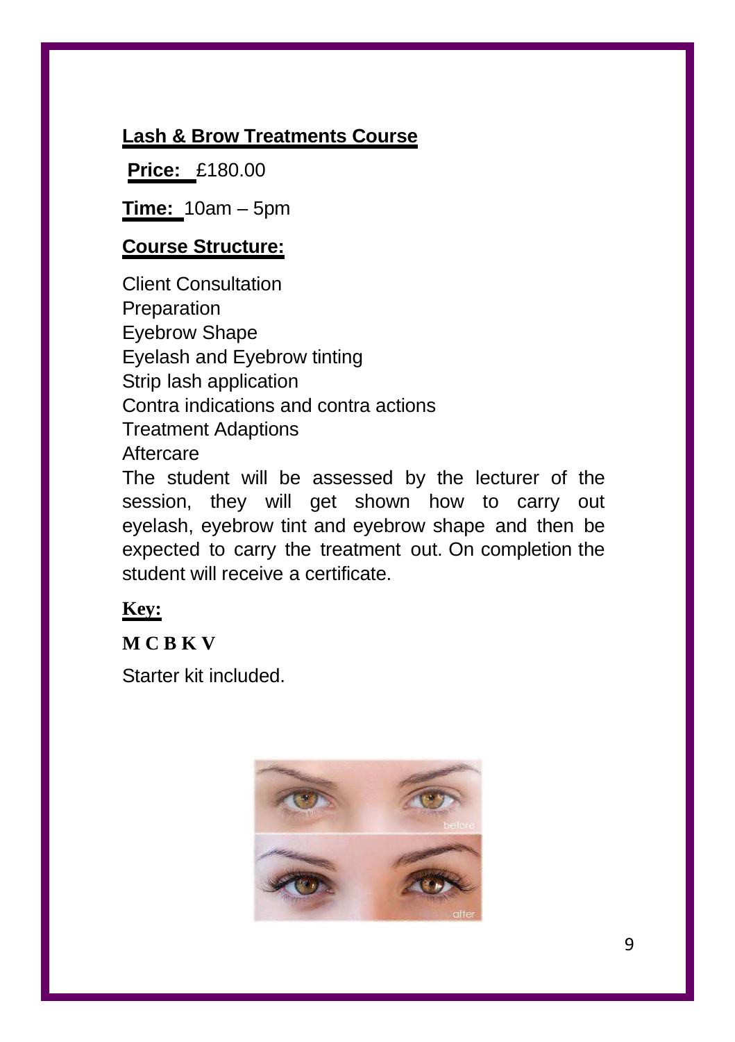## Lash & Brow Treatments Course

**Price:** £180.00

**Time:** 10am – 5pm

**Course Structure:**

Client Consultation
Preparation
Eyebrow Shape
Eyelash and Eyebrow tinting
Strip lash application
Contra indications and contra actions
Treatment Adaptions
Aftercare

The student will be assessed by the lecturer of the session, they will get shown how to carry out eyelash, eyebrow tint and eyebrow shape and then be expected to carry the treatment out. On completion the student will receive a certificate.

**Key:**

**M C B K V**

Starter kit included.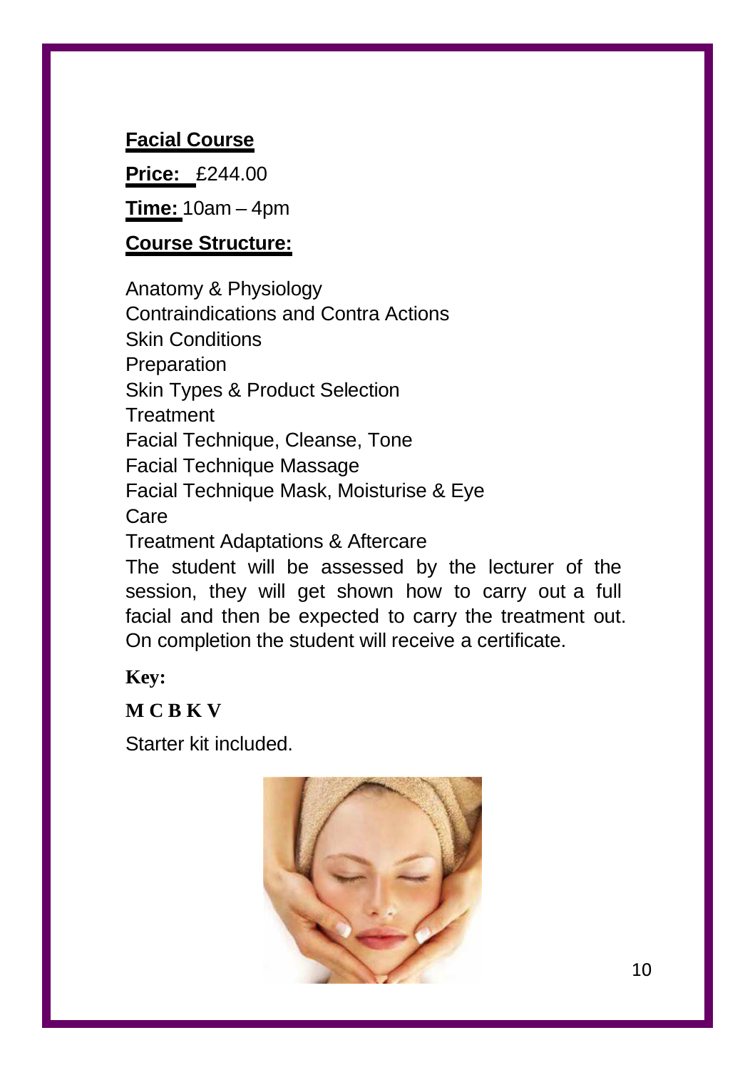**Facial Course**

**Price:** £244.00

**Time:** 10am – 4pm

**Course Structure:**

Anatomy & Physiology
Contraindications and Contra Actions
Skin Conditions
Preparation
Skin Types & Product Selection
Treatment
Facial Technique, Cleanse, Tone
Facial Technique Massage
Facial Technique Mask, Moisturise & Eye Care
Treatment Adaptations & Aftercare

The student will be assessed by the lecturer of the session, they will get shown how to carry out a full facial and then be expected to carry the treatment out. On completion the student will receive a certificate.

**Key:**

**M C B K V**

Starter kit included.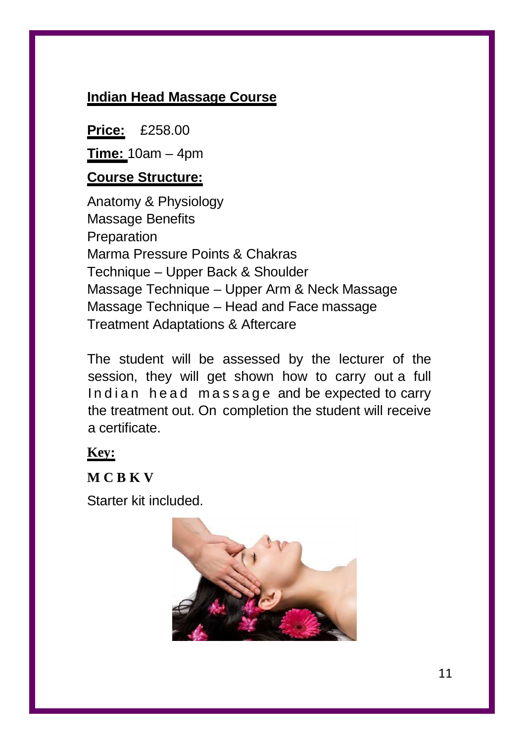## Indian Head Massage Course

**Price:** £258.00

**Time:** 10am – 4pm

**Course Structure:**

Anatomy & Physiology
Massage Benefits
Preparation
Marma Pressure Points & Chakras
Technique – Upper Back & Shoulder
Massage Technique – Upper Arm & Neck Massage
Massage Technique – Head and Face massage
Treatment Adaptations & Aftercare

The student will be assessed by the lecturer of the session, they will get shown how to carry out a full Indian head massage and be expected to carry the treatment out. On completion the student will receive a certificate.

**Key:**

**M C B K V**

Starter kit included.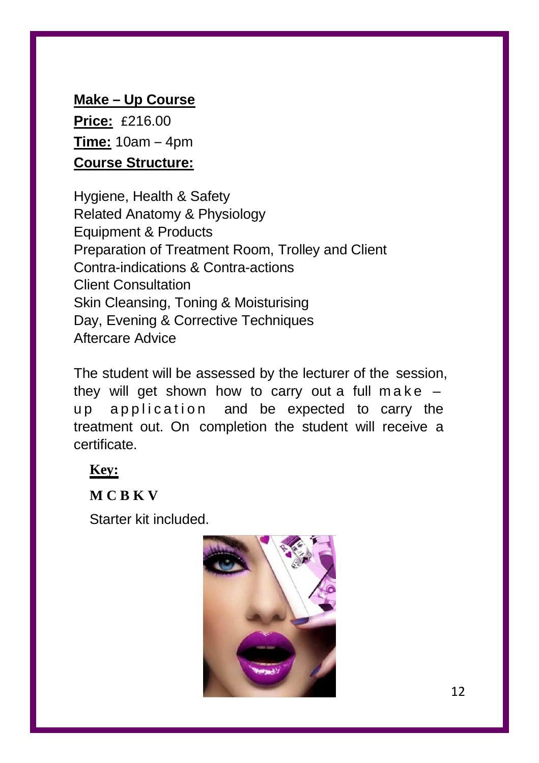**Make – Up Course**

**Price:** £216.00

**Time:** 10am – 4pm

**Course Structure:**

Hygiene, Health & Safety
Related Anatomy & Physiology
Equipment & Products
Preparation of Treatment Room, Trolley and Client
Contra-indications & Contra-actions
Client Consultation
Skin Cleansing, Toning & Moisturising
Day, Evening & Corrective Techniques
Aftercare Advice

The student will be assessed by the lecturer of the session, they will get shown how to carry out a full make – up application and be expected to carry the treatment out. On completion the student will receive a certificate.

**Key:**

**M C B K V**

Starter kit included.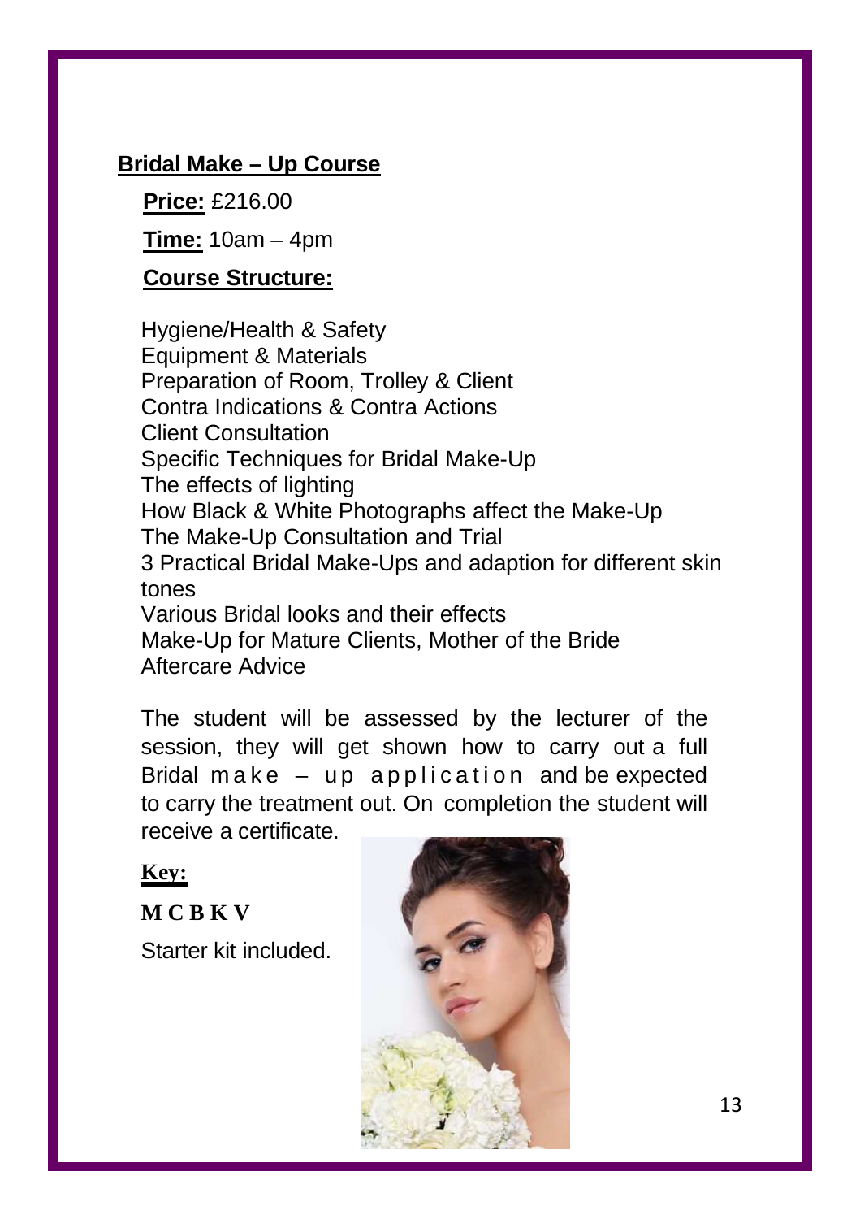## Bridal Make – Up Course

**Price:** £216.00

**Time:** 10am – 4pm

**Course Structure:**

Hygiene/Health & Safety
Equipment & Materials
Preparation of Room, Trolley & Client
Contra Indications & Contra Actions
Client Consultation
Specific Techniques for Bridal Make-Up
The effects of lighting
How Black & White Photographs affect the Make-Up
The Make-Up Consultation and Trial
3 Practical Bridal Make-Ups and adaption for different skin tones
Various Bridal looks and their effects
Make-Up for Mature Clients, Mother of the Bride
Aftercare Advice

The student will be assessed by the lecturer of the session, they will get shown how to carry out a full Bridal make – up application and be expected to carry the treatment out. On completion the student will receive a certificate.

**Key:**

**M C B K V**

Starter kit included.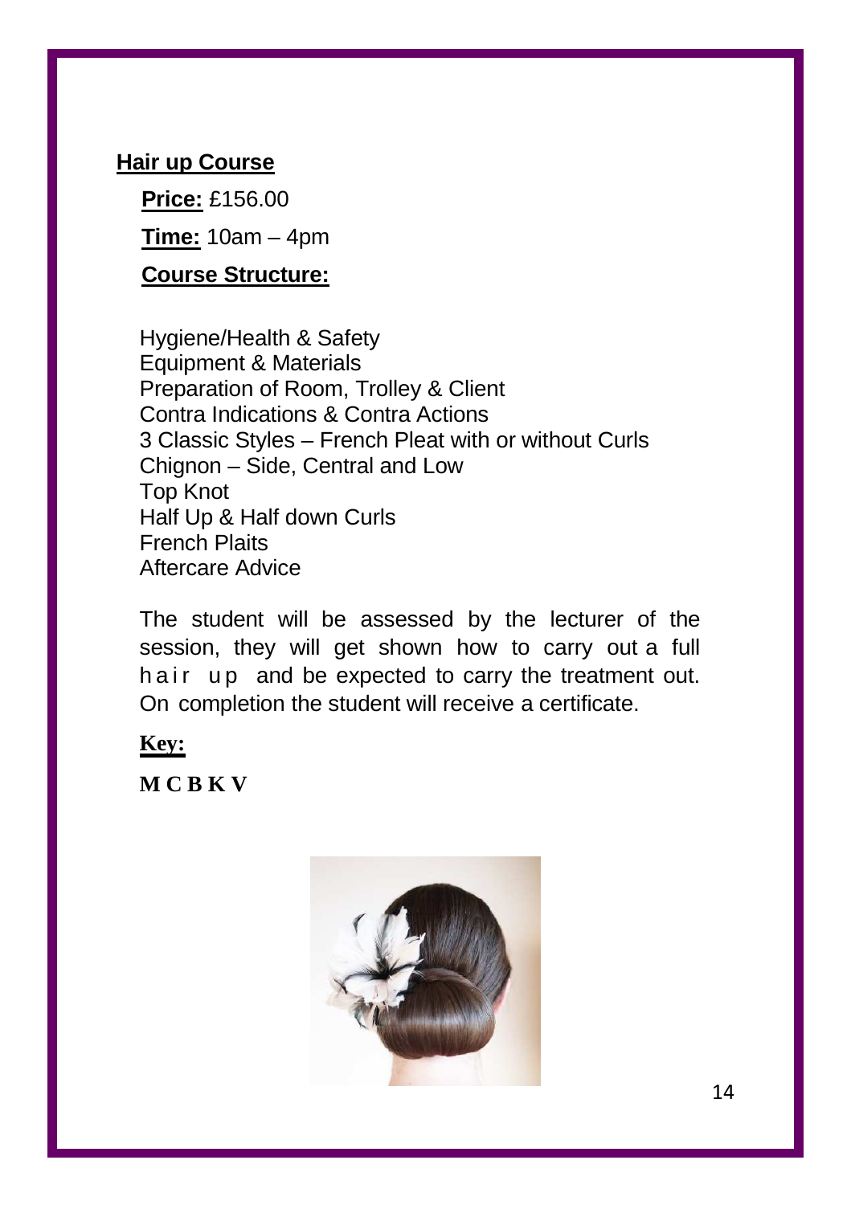## Hair up Course

**Price:** £156.00

**Time:** 10am – 4pm

**Course Structure:**

Hygiene/Health & Safety
Equipment & Materials
Preparation of Room, Trolley & Client
Contra Indications & Contra Actions
3 Classic Styles – French Pleat with or without Curls
Chignon – Side, Central and Low
Top Knot
Half Up & Half down Curls
French Plaits
Aftercare Advice

The student will be assessed by the lecturer of the session, they will get shown how to carry out a full hair up and be expected to carry the treatment out. On completion the student will receive a certificate.

**Key:**

**M C B K V**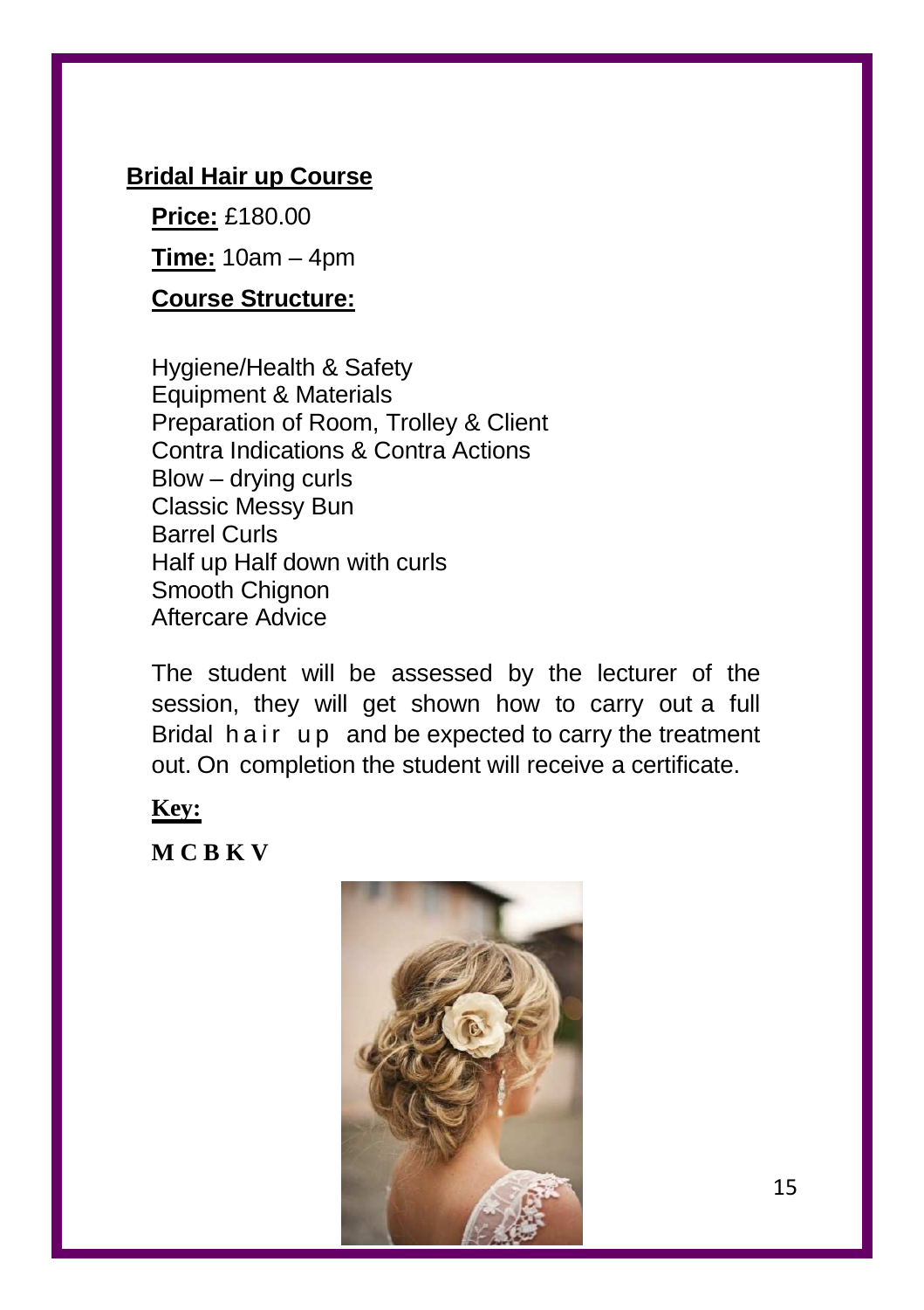## Bridal Hair up Course

**Price:** £180.00

**Time:** 10am – 4pm

**Course Structure:**

Hygiene/Health & Safety
Equipment & Materials
Preparation of Room, Trolley & Client
Contra Indications & Contra Actions
Blow – drying curls
Classic Messy Bun
Barrel Curls
Half up Half down with curls
Smooth Chignon
Aftercare Advice

The student will be assessed by the lecturer of the session, they will get shown how to carry out a full Bridal hair up and be expected to carry the treatment out. On completion the student will receive a certificate.

**Key:**

**M C B K V**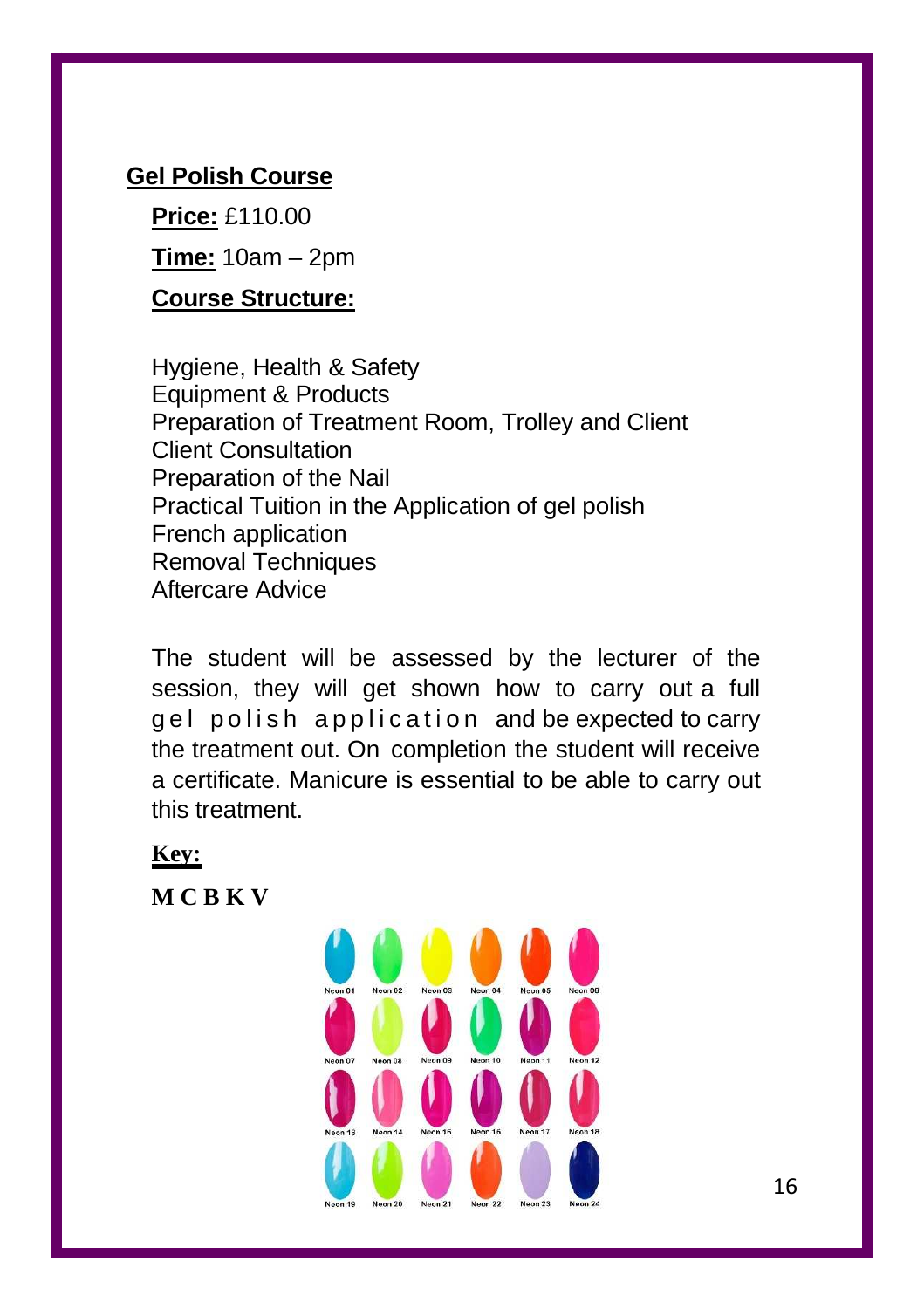## Gel Polish Course

**Price:** £110.00

**Time:** 10am – 2pm

**Course Structure:**

Hygiene, Health & Safety
Equipment & Products
Preparation of Treatment Room, Trolley and Client
Client Consultation
Preparation of the Nail
Practical Tuition in the Application of gel polish
French application
Removal Techniques
Aftercare Advice

The student will be assessed by the lecturer of the session, they will get shown how to carry out a full gel polish application and be expected to carry the treatment out. On completion the student will receive a certificate. Manicure is essential to be able to carry out this treatment.

**Key:**

**M C B K V**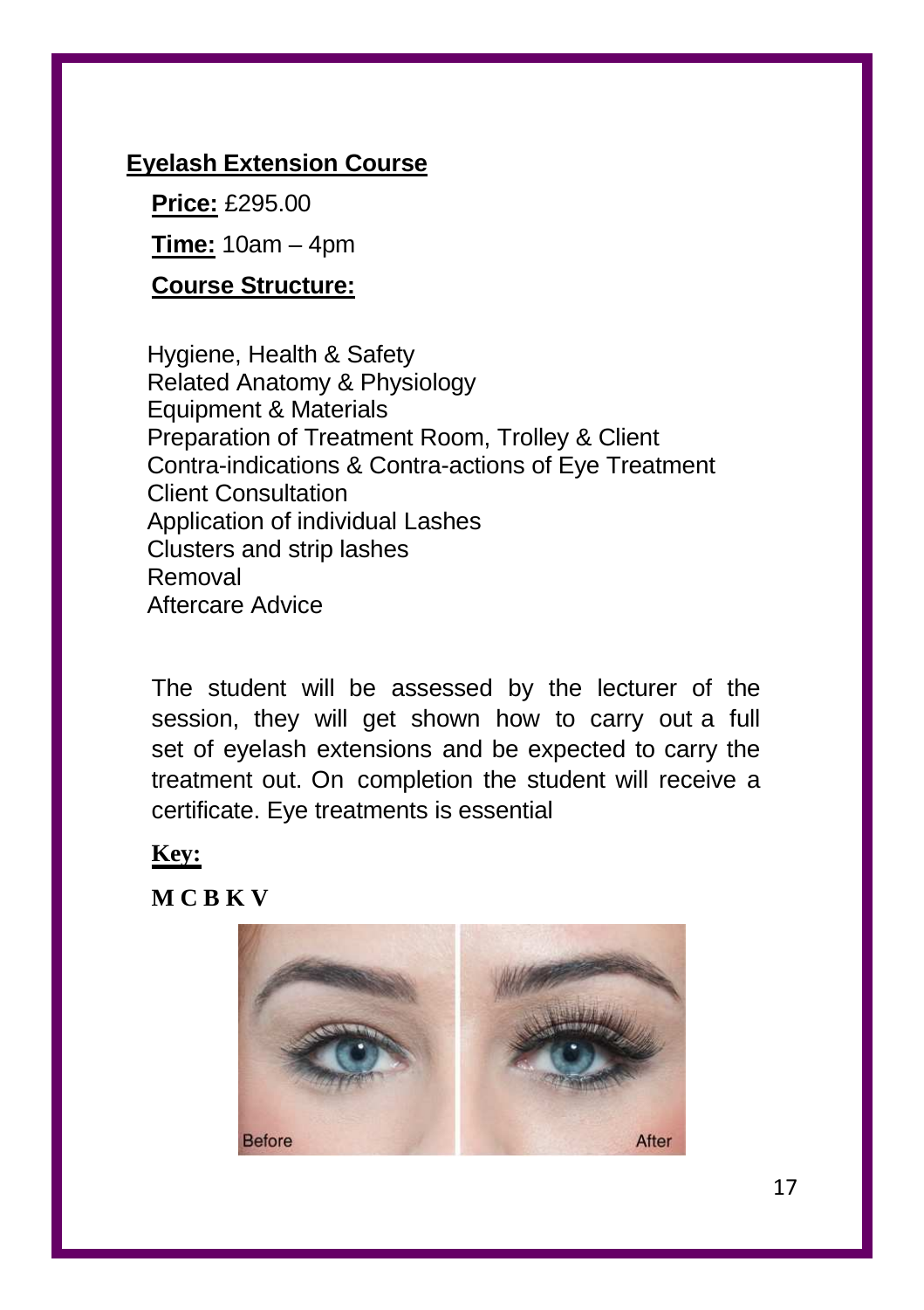## Eyelash Extension Course

**Price:** £295.00

**Time:** 10am – 4pm

**Course Structure:**

Hygiene, Health & Safety
Related Anatomy & Physiology
Equipment & Materials
Preparation of Treatment Room, Trolley & Client
Contra-indications & Contra-actions of Eye Treatment
Client Consultation
Application of individual Lashes
Clusters and strip lashes
Removal
Aftercare Advice

The student will be assessed by the lecturer of the session, they will get shown how to carry out a full set of eyelash extensions and be expected to carry the treatment out. On completion the student will receive a certificate. Eye treatments is essential

**Key:**

**M C B K V**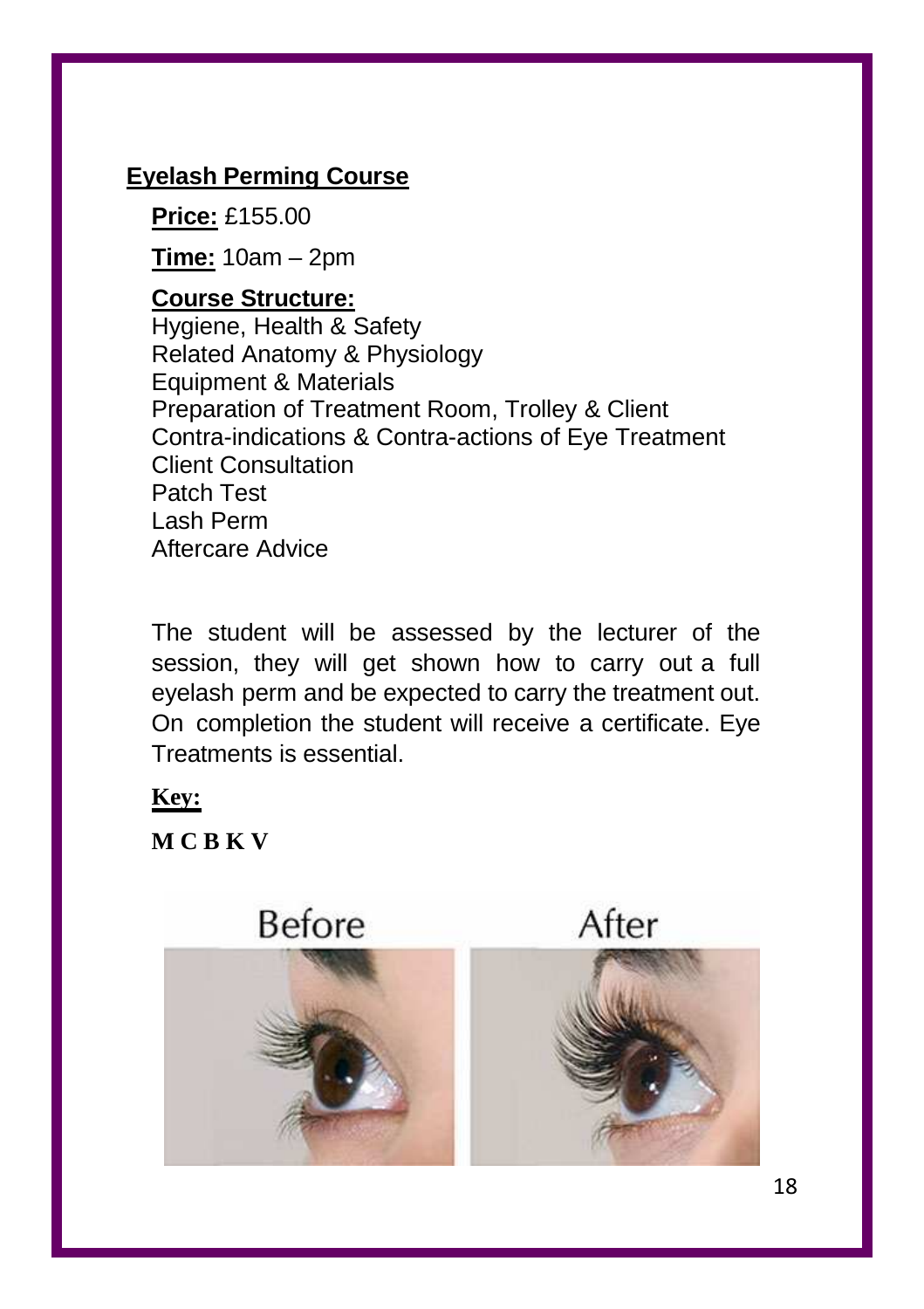## Eyelash Perming Course

**Price:** £155.00

**Time:** 10am – 2pm

**Course Structure:**

Hygiene, Health & Safety
Related Anatomy & Physiology
Equipment & Materials
Preparation of Treatment Room, Trolley & Client
Contra-indications & Contra-actions of Eye Treatment
Client Consultation
Patch Test
Lash Perm
Aftercare Advice

The student will be assessed by the lecturer of the session, they will get shown how to carry out a full eyelash perm and be expected to carry the treatment out. On completion the student will receive a certificate. Eye Treatments is essential.

**Key:**

**M C B K V**

Before After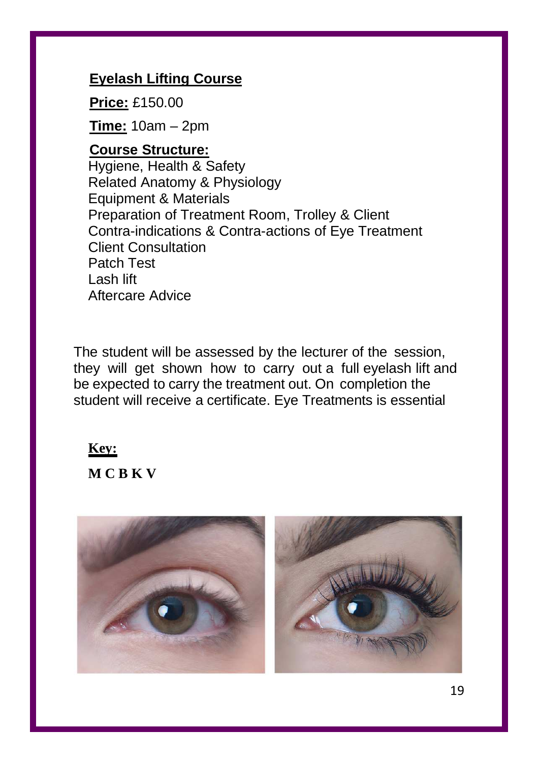## Eyelash Lifting Course

**Price:** £150.00

**Time:** 10am – 2pm

**Course Structure:**

Hygiene, Health & Safety
Related Anatomy & Physiology
Equipment & Materials
Preparation of Treatment Room, Trolley & Client
Contra-indications & Contra-actions of Eye Treatment
Client Consultation
Patch Test
Lash lift
Aftercare Advice

The student will be assessed by the lecturer of the session, they will get shown how to carry out a full eyelash lift and be expected to carry the treatment out. On completion the student will receive a certificate. Eye Treatments is essential

**Key:**

**M C B K V**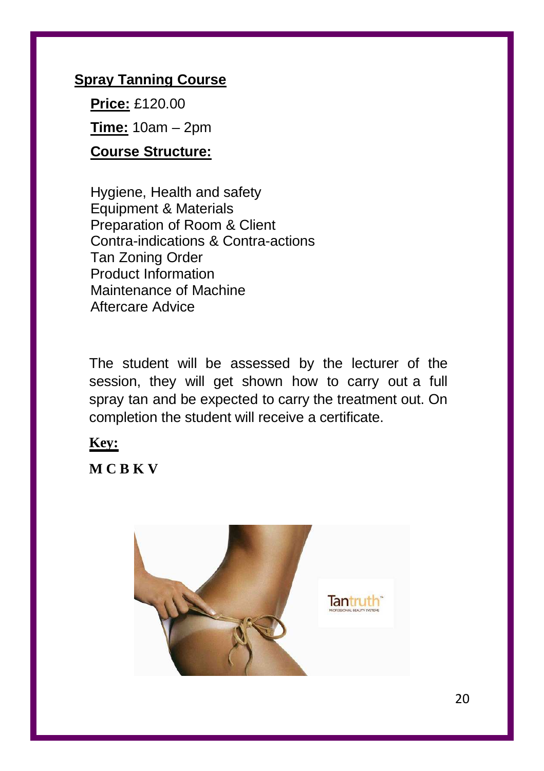## Spray Tanning Course

**Price:** £120.00

**Time:** 10am – 2pm

**Course Structure:**

Hygiene, Health and safety
Equipment & Materials
Preparation of Room & Client
Contra-indications & Contra-actions
Tan Zoning Order
Product Information
Maintenance of Machine
Aftercare Advice

The student will be assessed by the lecturer of the session, they will get shown how to carry out a full spray tan and be expected to carry the treatment out. On completion the student will receive a certificate.

**Key:**

**M C B K V**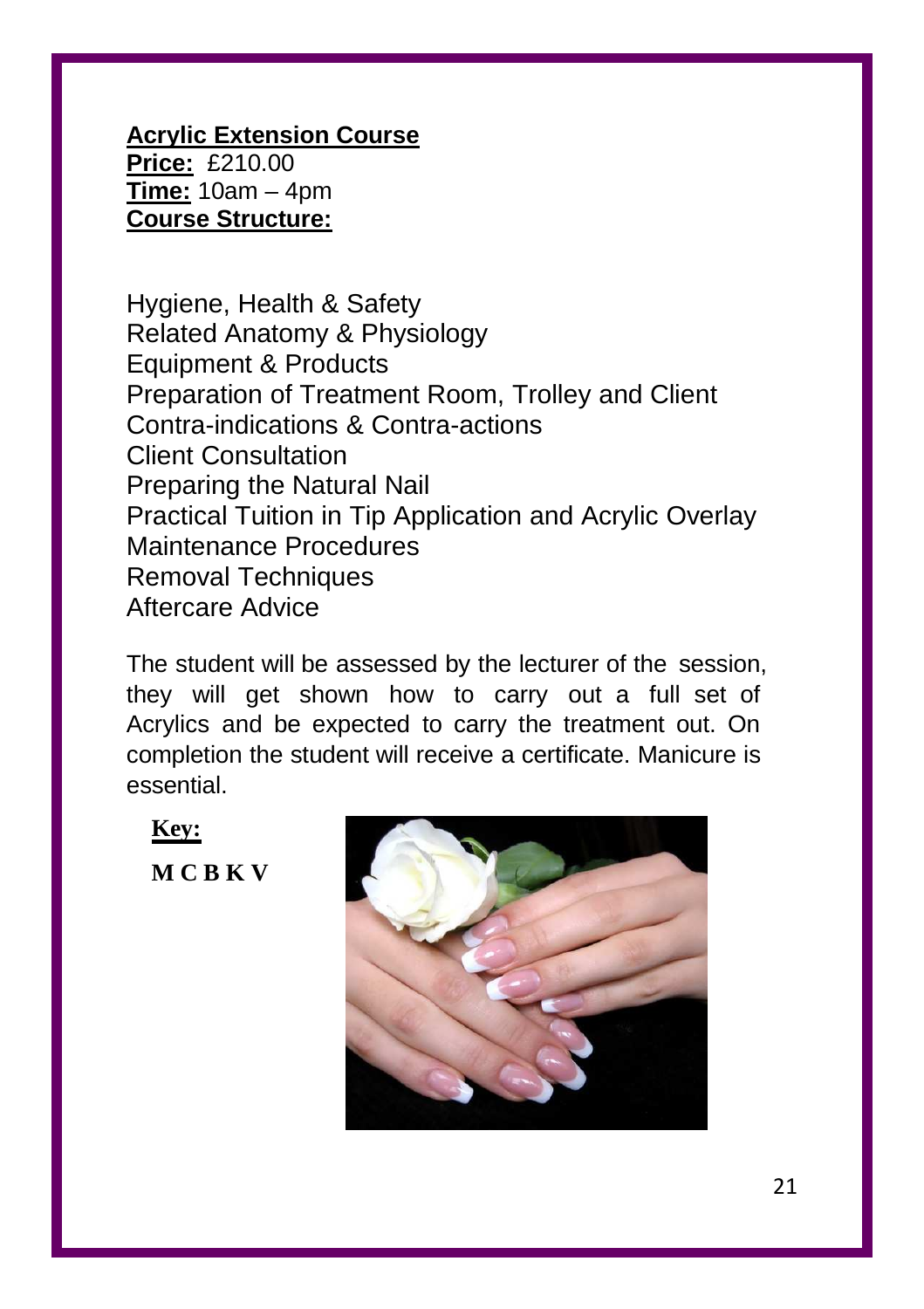**Acrylic Extension Course**
**Price:** £210.00
**Time:** 10am – 4pm
**Course Structure:**

Hygiene, Health & Safety
Related Anatomy & Physiology
Equipment & Products
Preparation of Treatment Room, Trolley and Client
Contra-indications & Contra-actions
Client Consultation
Preparing the Natural Nail
Practical Tuition in Tip Application and Acrylic Overlay
Maintenance Procedures
Removal Techniques
Aftercare Advice

The student will be assessed by the lecturer of the session, they will get shown how to carry out a full set of Acrylics and be expected to carry the treatment out. On completion the student will receive a certificate. Manicure is essential.

**Key:**

**M C B K V**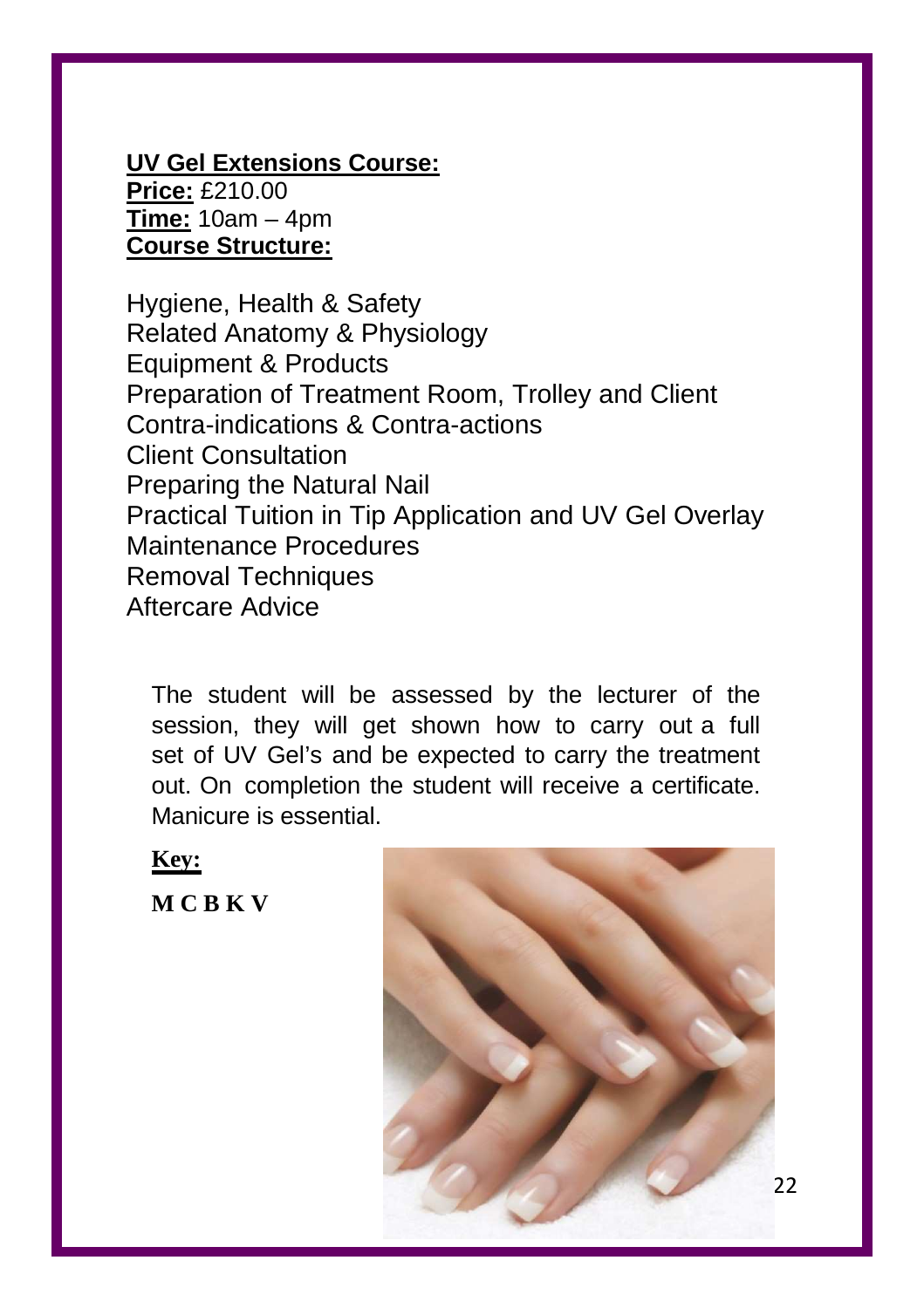**UV Gel Extensions Course:**
**Price:** £210.00
**Time:** 10am – 4pm
**Course Structure:**

Hygiene, Health & Safety
Related Anatomy & Physiology
Equipment & Products
Preparation of Treatment Room, Trolley and Client
Contra-indications & Contra-actions
Client Consultation
Preparing the Natural Nail
Practical Tuition in Tip Application and UV Gel Overlay
Maintenance Procedures
Removal Techniques
Aftercare Advice

The student will be assessed by the lecturer of the session, they will get shown how to carry out a full set of UV Gel's and be expected to carry the treatment out. On completion the student will receive a certificate. Manicure is essential.

**Key:**

**M C B K V**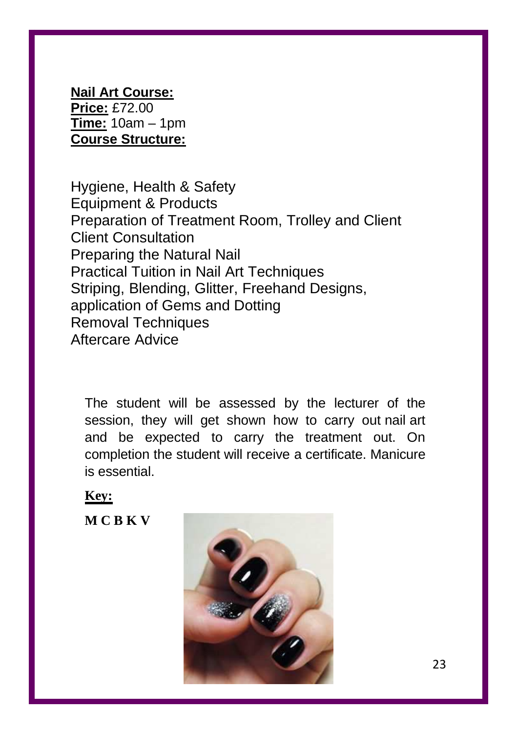**Nail Art Course:**
**Price:** £72.00
**Time:** 10am – 1pm
**Course Structure:**

Hygiene, Health & Safety
Equipment & Products
Preparation of Treatment Room, Trolley and Client
Client Consultation
Preparing the Natural Nail
Practical Tuition in Nail Art Techniques
Striping, Blending, Glitter, Freehand Designs, application of Gems and Dotting
Removal Techniques
Aftercare Advice

The student will be assessed by the lecturer of the session, they will get shown how to carry out nail art and be expected to carry the treatment out. On completion the student will receive a certificate. Manicure is essential.

**Key:**

**M C B K V**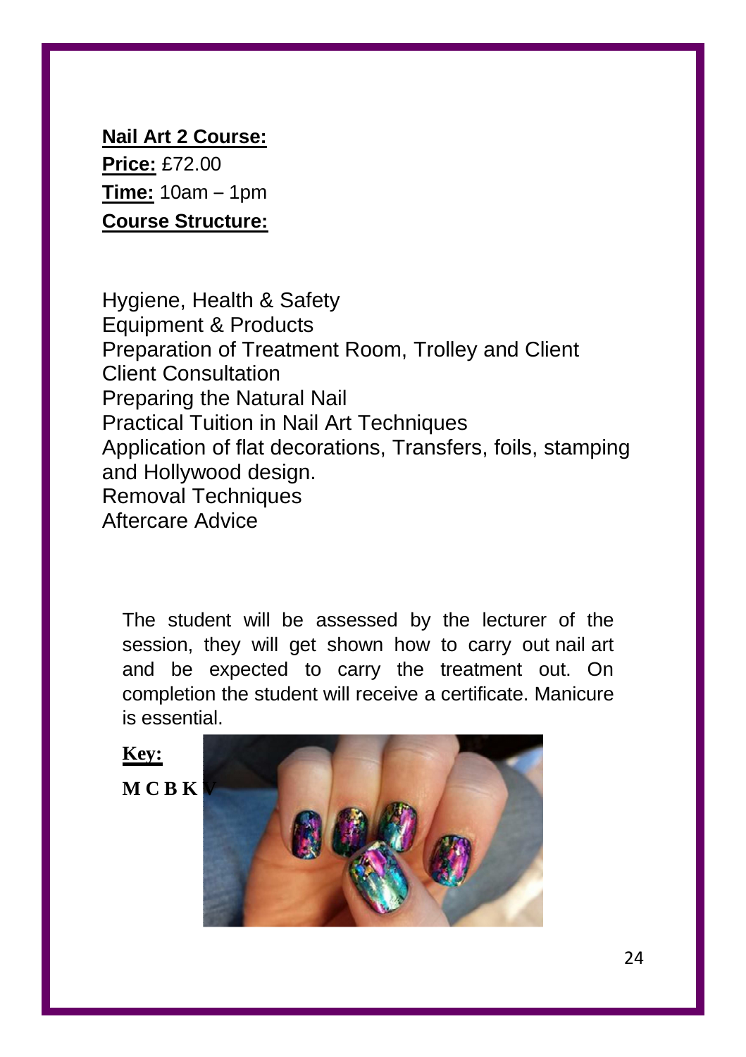**Nail Art 2 Course:**

**Price:** £72.00

**Time:** 10am – 1pm

**Course Structure:**

Hygiene, Health & Safety
Equipment & Products
Preparation of Treatment Room, Trolley and Client
Client Consultation
Preparing the Natural Nail
Practical Tuition in Nail Art Techniques
Application of flat decorations, Transfers, foils, stamping and Hollywood design.
Removal Techniques
Aftercare Advice

The student will be assessed by the lecturer of the session, they will get shown how to carry out nail art and be expected to carry the treatment out. On completion the student will receive a certificate. Manicure is essential.

**Key:**

**M C B K V**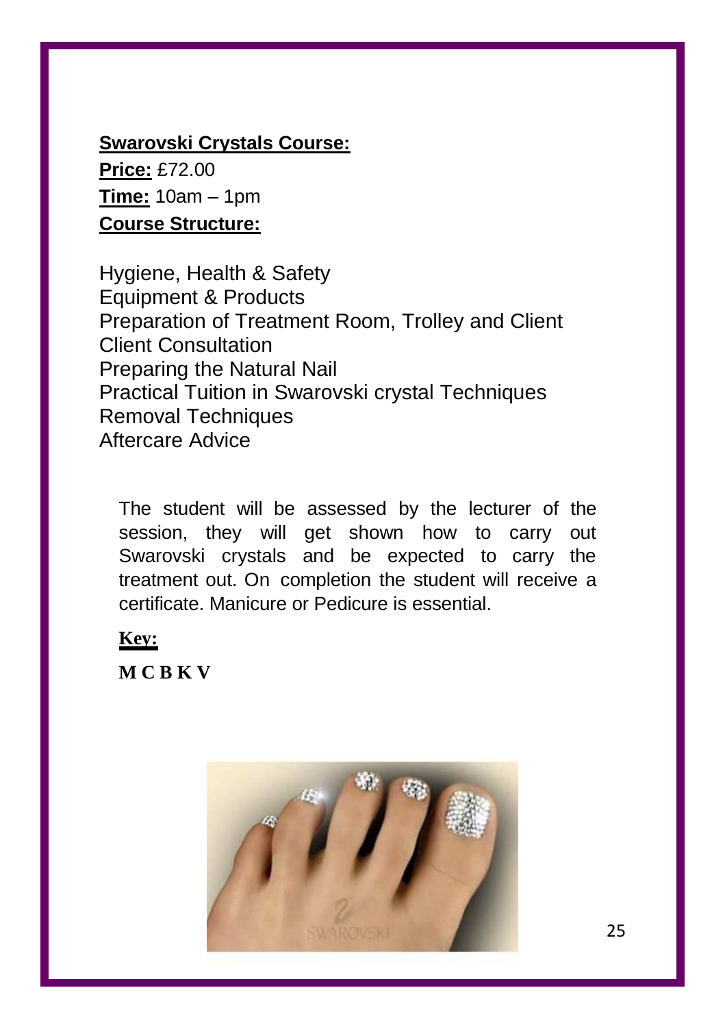## Swarovski Crystals Course:

**Price:** £72.00

**Time:** 10am – 1pm

**Course Structure:**

Hygiene, Health & Safety
Equipment & Products
Preparation of Treatment Room, Trolley and Client
Client Consultation
Preparing the Natural Nail
Practical Tuition in Swarovski crystal Techniques
Removal Techniques
Aftercare Advice

The student will be assessed by the lecturer of the session, they will get shown how to carry out Swarovski crystals and be expected to carry the treatment out. On completion the student will receive a certificate. Manicure or Pedicure is essential.

**Key:**

**M C B K V**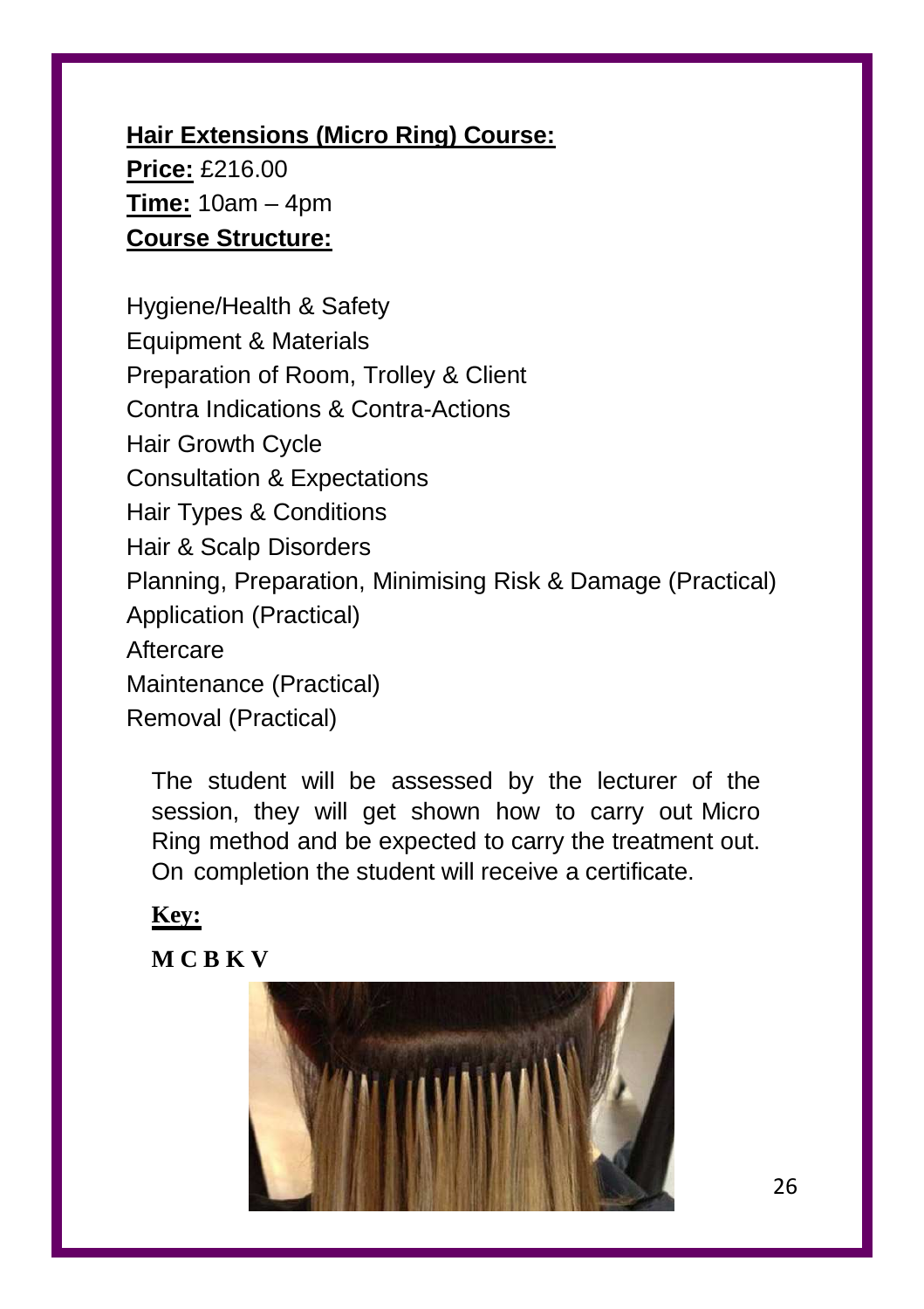**Hair Extensions (Micro Ring) Course:**

**Price:** £216.00

**Time:** 10am – 4pm

**Course Structure:**

Hygiene/Health & Safety
Equipment & Materials
Preparation of Room, Trolley & Client
Contra Indications & Contra-Actions
Hair Growth Cycle
Consultation & Expectations
Hair Types & Conditions
Hair & Scalp Disorders
Planning, Preparation, Minimising Risk & Damage (Practical)
Application (Practical)
Aftercare
Maintenance (Practical)
Removal (Practical)

The student will be assessed by the lecturer of the session, they will get shown how to carry out Micro Ring method and be expected to carry the treatment out. On completion the student will receive a certificate.

**Key:**

**M C B K V**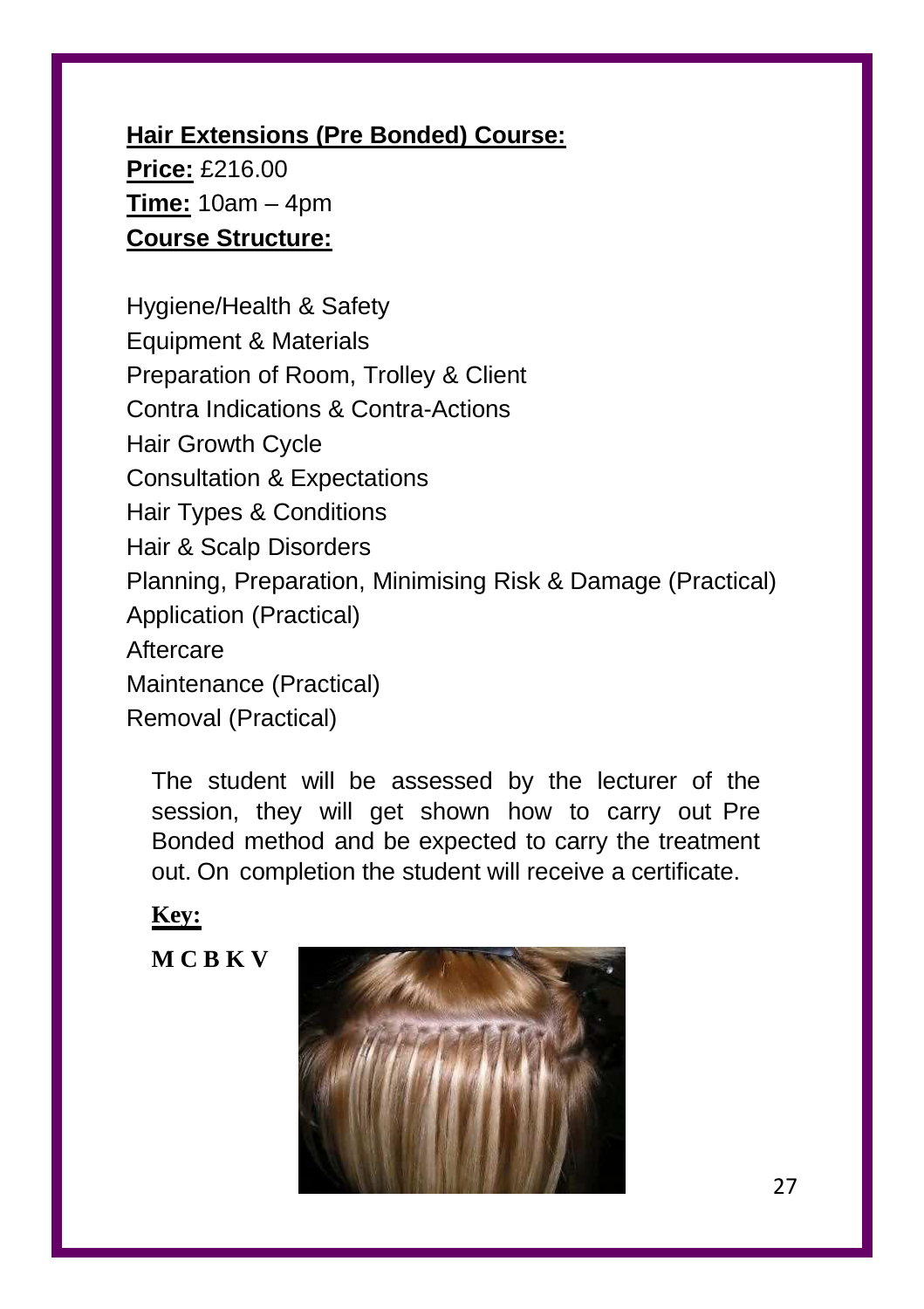**Hair Extensions (Pre Bonded) Course:**

**Price:** £216.00

**Time:** 10am – 4pm

**Course Structure:**

Hygiene/Health & Safety
Equipment & Materials
Preparation of Room, Trolley & Client
Contra Indications & Contra-Actions
Hair Growth Cycle
Consultation & Expectations
Hair Types & Conditions
Hair & Scalp Disorders
Planning, Preparation, Minimising Risk & Damage (Practical)
Application (Practical)
Aftercare
Maintenance (Practical)
Removal (Practical)

The student will be assessed by the lecturer of the session, they will get shown how to carry out Pre Bonded method and be expected to carry the treatment out. On completion the student will receive a certificate.

**Key:**

**M C B K V**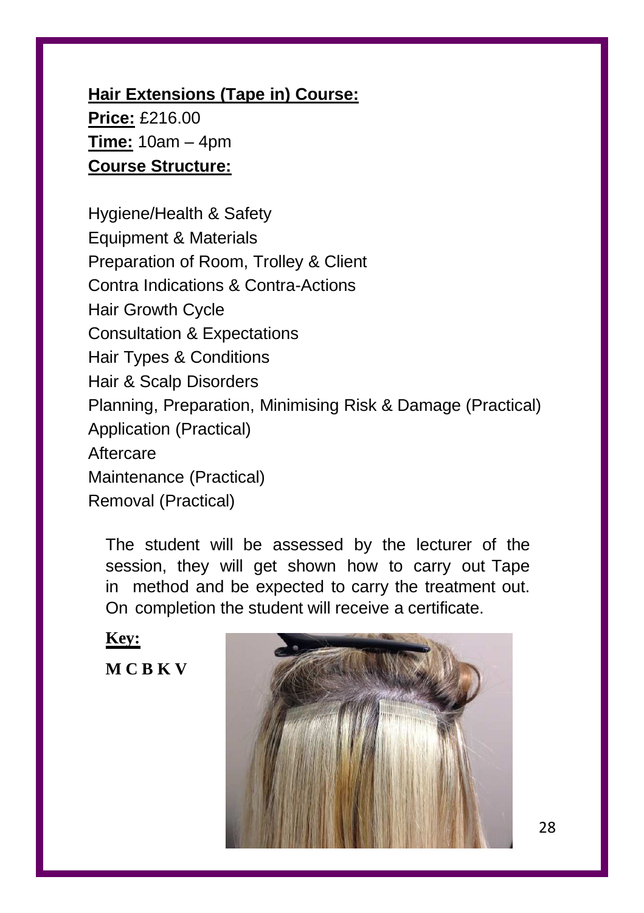**Hair Extensions (Tape in) Course:**

**Price:** £216.00

**Time:** 10am – 4pm

**Course Structure:**

Hygiene/Health & Safety
Equipment & Materials
Preparation of Room, Trolley & Client
Contra Indications & Contra-Actions
Hair Growth Cycle
Consultation & Expectations
Hair Types & Conditions
Hair & Scalp Disorders
Planning, Preparation, Minimising Risk & Damage (Practical)
Application (Practical)
Aftercare
Maintenance (Practical)
Removal (Practical)

The student will be assessed by the lecturer of the session, they will get shown how to carry out Tape in method and be expected to carry the treatment out. On completion the student will receive a certificate.

**Key:**

**M C B K V**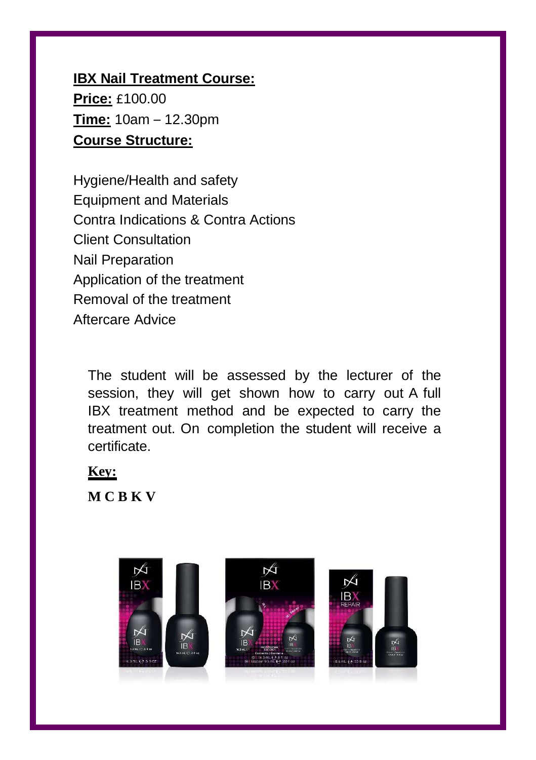**IBX Nail Treatment Course:**

**Price:** £100.00

**Time:** 10am – 12.30pm

**Course Structure:**

Hygiene/Health and safety
Equipment and Materials
Contra Indications & Contra Actions
Client Consultation
Nail Preparation
Application of the treatment
Removal of the treatment
Aftercare Advice

The student will be assessed by the lecturer of the session, they will get shown how to carry out A full IBX treatment method and be expected to carry the treatment out. On completion the student will receive a certificate.

**Key:**

**M C B K V**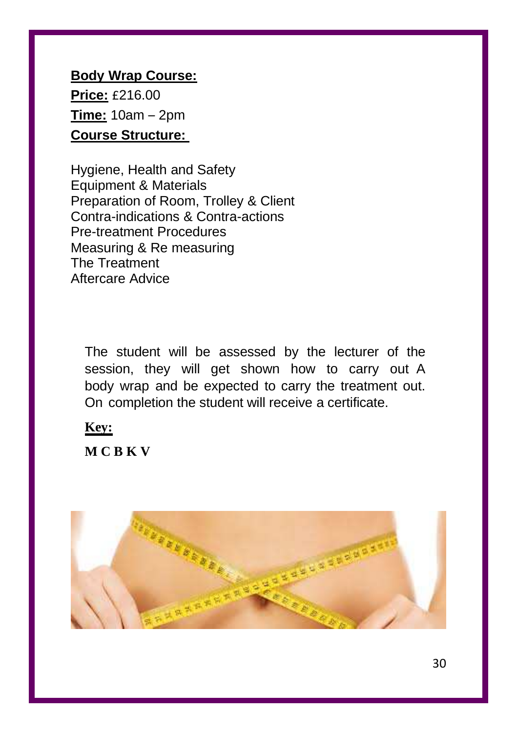**Body Wrap Course:**

**Price:** £216.00

**Time:** 10am – 2pm

**Course Structure:**

Hygiene, Health and Safety
Equipment & Materials
Preparation of Room, Trolley & Client
Contra-indications & Contra-actions
Pre-treatment Procedures
Measuring & Re measuring
The Treatment
Aftercare Advice

The student will be assessed by the lecturer of the session, they will get shown how to carry out A body wrap and be expected to carry the treatment out. On completion the student will receive a certificate.

**Key:**

**M C B K V**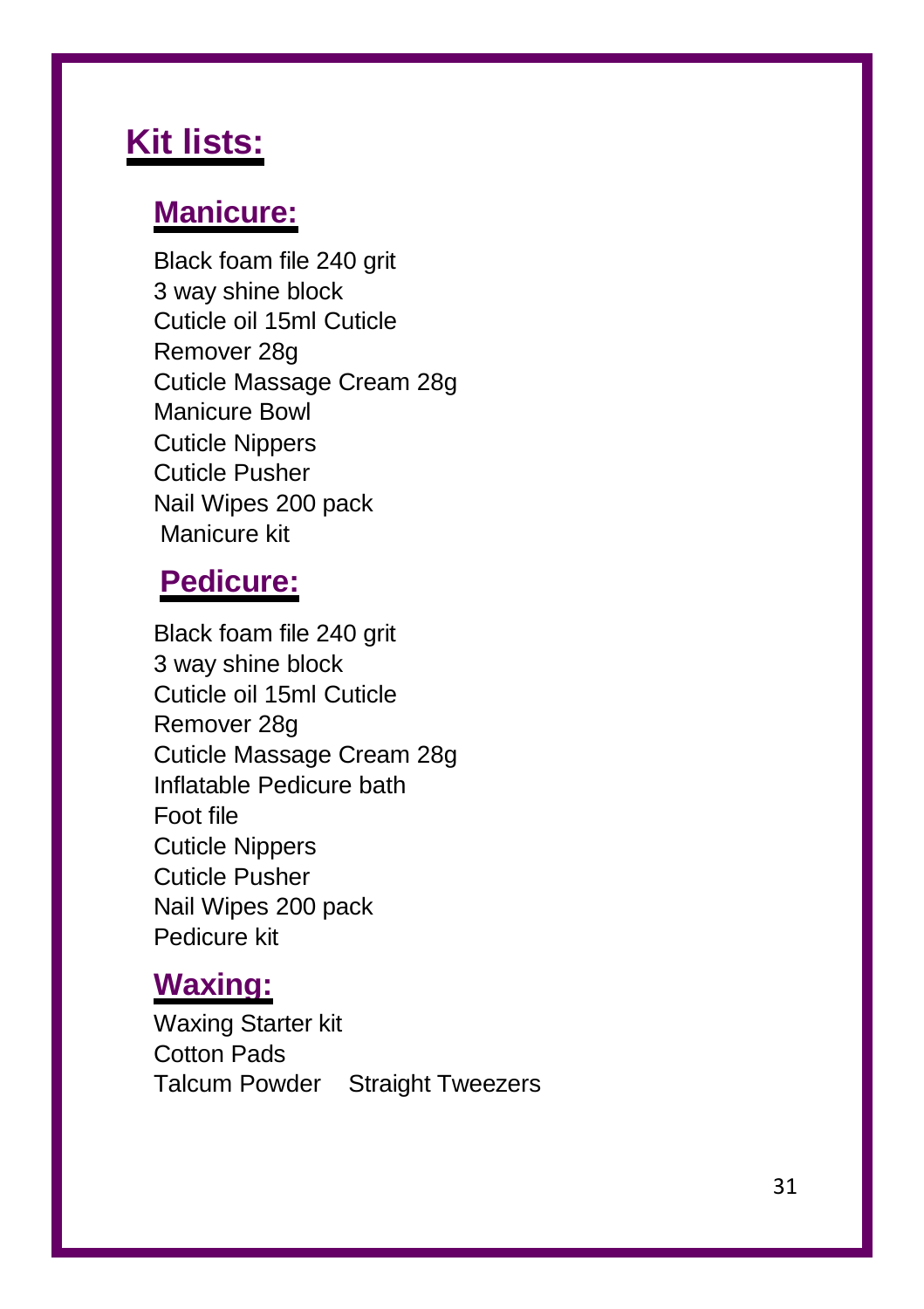# Kit lists:

## Manicure:

Black foam file 240 grit
3 way shine block
Cuticle oil 15ml Cuticle
Remover 28g
Cuticle Massage Cream 28g
Manicure Bowl
Cuticle Nippers
Cuticle Pusher
Nail Wipes 200 pack
Manicure kit

## Pedicure:

Black foam file 240 grit
3 way shine block
Cuticle oil 15ml Cuticle
Remover 28g
Cuticle Massage Cream 28g
Inflatable Pedicure bath
Foot file
Cuticle Nippers
Cuticle Pusher
Nail Wipes 200 pack
Pedicure kit

## Waxing:

Waxing Starter kit
Cotton Pads
Talcum Powder    Straight Tweezers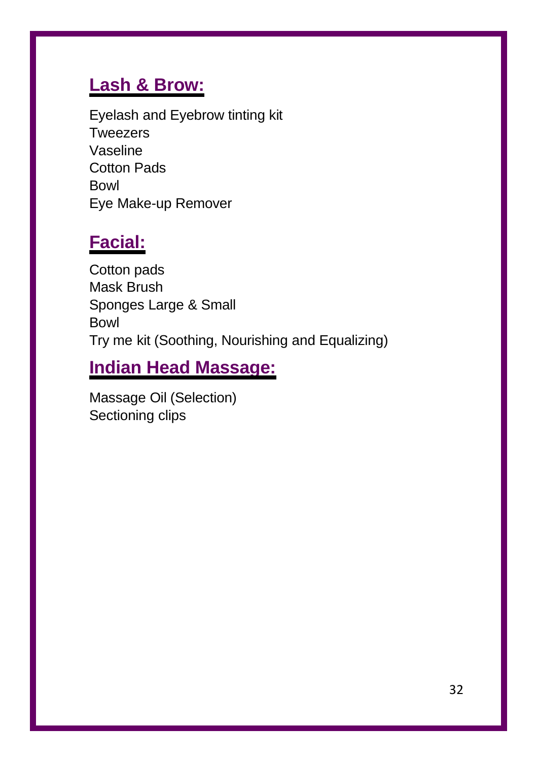## Lash & Brow:

Eyelash and Eyebrow tinting kit
Tweezers
Vaseline
Cotton Pads
Bowl
Eye Make-up Remover

## Facial:

Cotton pads
Mask Brush
Sponges Large & Small
Bowl
Try me kit (Soothing, Nourishing and Equalizing)

## Indian Head Massage:

Massage Oil (Selection)
Sectioning clips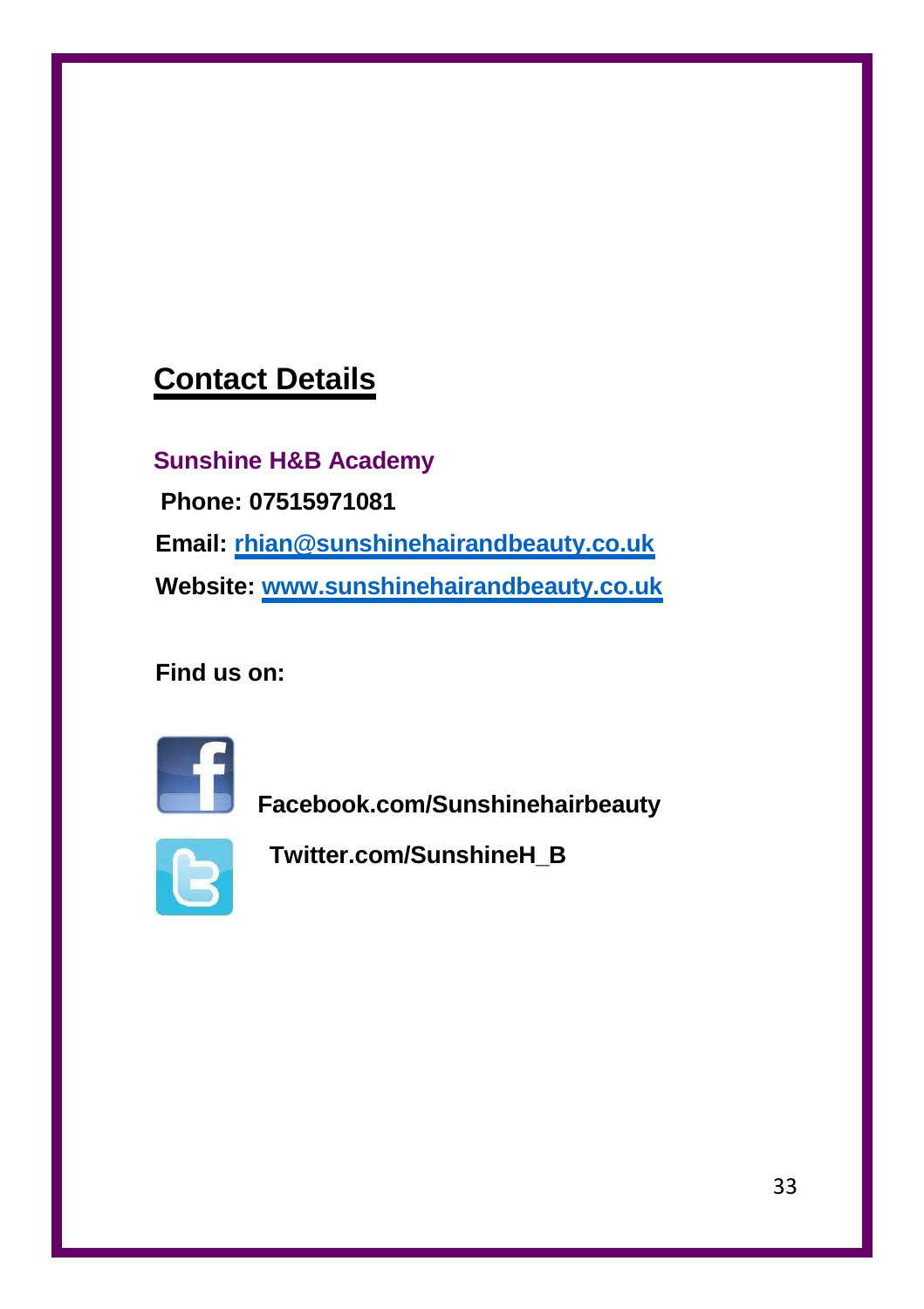## Contact Details

**Sunshine H&B Academy**

**Phone: 07515971081**

**Email: rhian@sunshinehairandbeauty.co.uk**

**Website: www.sunshinehairandbeauty.co.uk**

**Find us on:**

**Facebook.com/Sunshinehairbeauty**

**Twitter.com/SunshineH_B**